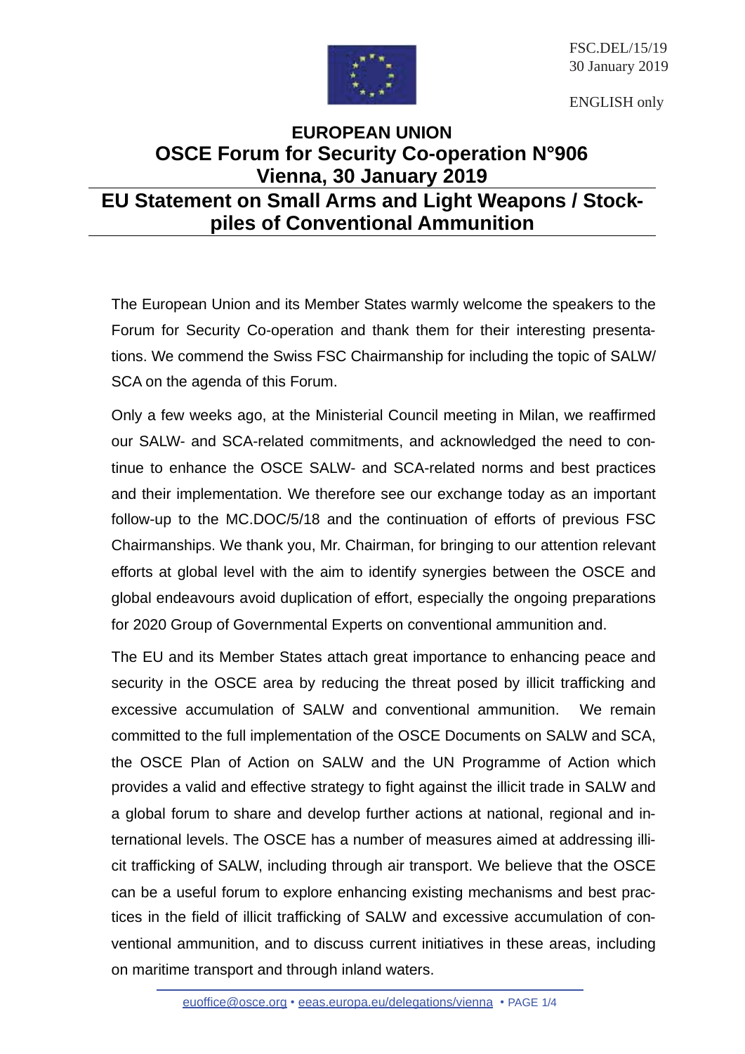FSC.DEL/15/19
30 January 2019

ENGLISH only

# EUROPEAN UNION
# OSCE Forum for Security Co-operation N°906
# Vienna, 30 January 2019

## EU Statement on Small Arms and Light Weapons / Stockpiles of Conventional Ammunition

The European Union and its Member States warmly welcome the speakers to the Forum for Security Co-operation and thank them for their interesting presentations. We commend the Swiss FSC Chairmanship for including the topic of SALW/SCA on the agenda of this Forum.

Only a few weeks ago, at the Ministerial Council meeting in Milan, we reaffirmed our SALW- and SCA-related commitments, and acknowledged the need to continue to enhance the OSCE SALW- and SCA-related norms and best practices and their implementation. We therefore see our exchange today as an important follow-up to the MC.DOC/5/18 and the continuation of efforts of previous FSC Chairmanships. We thank you, Mr. Chairman, for bringing to our attention relevant efforts at global level with the aim to identify synergies between the OSCE and global endeavours avoid duplication of effort, especially the ongoing preparations for 2020 Group of Governmental Experts on conventional ammunition and.

The EU and its Member States attach great importance to enhancing peace and security in the OSCE area by reducing the threat posed by illicit trafficking and excessive accumulation of SALW and conventional ammunition. We remain committed to the full implementation of the OSCE Documents on SALW and SCA, the OSCE Plan of Action on SALW and the UN Programme of Action which provides a valid and effective strategy to fight against the illicit trade in SALW and a global forum to share and develop further actions at national, regional and international levels. The OSCE has a number of measures aimed at addressing illicit trafficking of SALW, including through air transport. We believe that the OSCE can be a useful forum to explore enhancing existing mechanisms and best practices in the field of illicit trafficking of SALW and excessive accumulation of conventional ammunition, and to discuss current initiatives in these areas, including on maritime transport and through inland waters.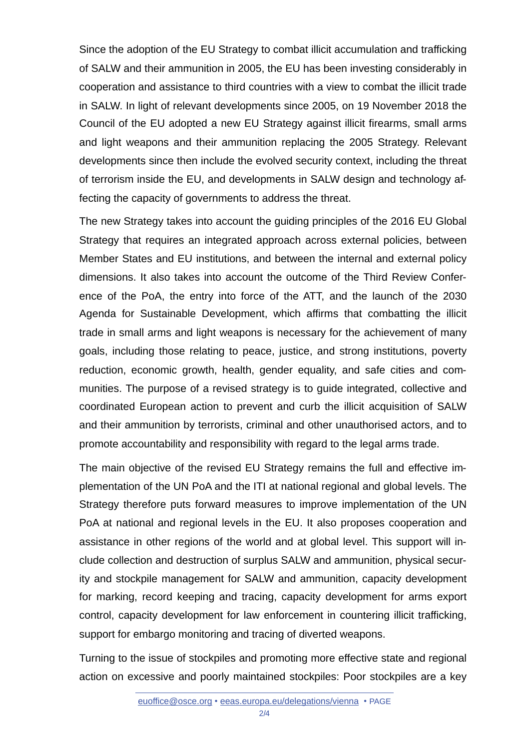Since the adoption of the EU Strategy to combat illicit accumulation and trafficking of SALW and their ammunition in 2005, the EU has been investing considerably in cooperation and assistance to third countries with a view to combat the illicit trade in SALW. In light of relevant developments since 2005, on 19 November 2018 the Council of the EU adopted a new EU Strategy against illicit firearms, small arms and light weapons and their ammunition replacing the 2005 Strategy. Relevant developments since then include the evolved security context, including the threat of terrorism inside the EU, and developments in SALW design and technology affecting the capacity of governments to address the threat.

The new Strategy takes into account the guiding principles of the 2016 EU Global Strategy that requires an integrated approach across external policies, between Member States and EU institutions, and between the internal and external policy dimensions. It also takes into account the outcome of the Third Review Conference of the PoA, the entry into force of the ATT, and the launch of the 2030 Agenda for Sustainable Development, which affirms that combatting the illicit trade in small arms and light weapons is necessary for the achievement of many goals, including those relating to peace, justice, and strong institutions, poverty reduction, economic growth, health, gender equality, and safe cities and communities. The purpose of a revised strategy is to guide integrated, collective and coordinated European action to prevent and curb the illicit acquisition of SALW and their ammunition by terrorists, criminal and other unauthorised actors, and to promote accountability and responsibility with regard to the legal arms trade.

The main objective of the revised EU Strategy remains the full and effective implementation of the UN PoA and the ITI at national regional and global levels. The Strategy therefore puts forward measures to improve implementation of the UN PoA at national and regional levels in the EU. It also proposes cooperation and assistance in other regions of the world and at global level. This support will include collection and destruction of surplus SALW and ammunition, physical security and stockpile management for SALW and ammunition, capacity development for marking, record keeping and tracing, capacity development for arms export control, capacity development for law enforcement in countering illicit trafficking, support for embargo monitoring and tracing of diverted weapons.

Turning to the issue of stockpiles and promoting more effective state and regional action on excessive and poorly maintained stockpiles: Poor stockpiles are a key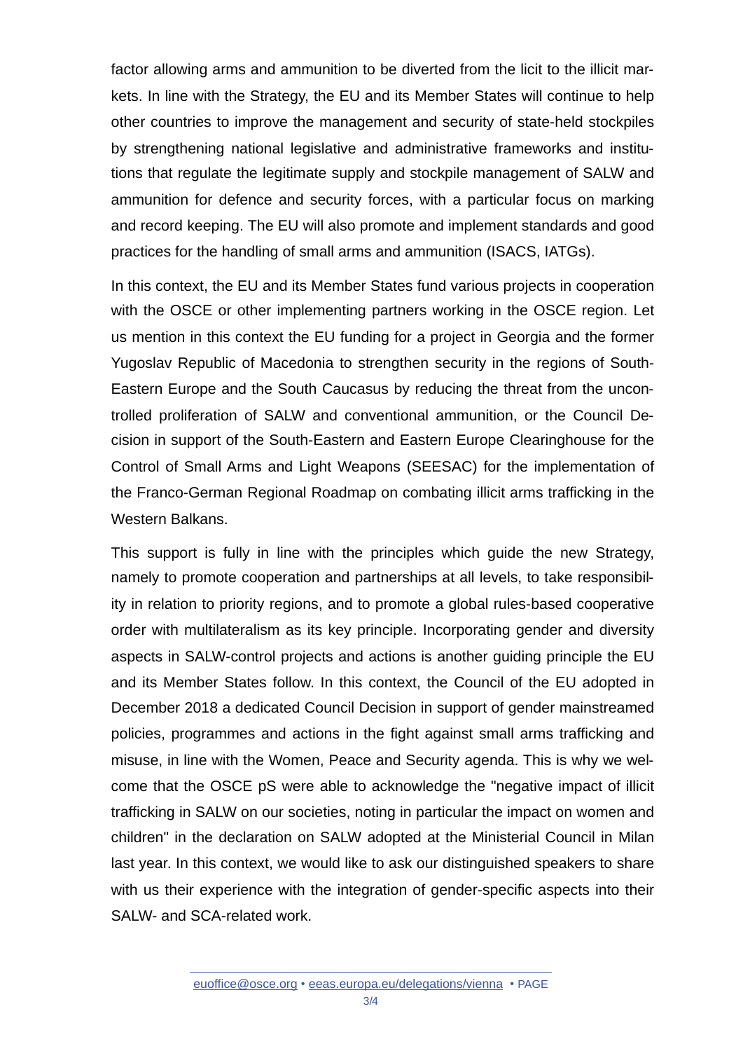factor allowing arms and ammunition to be diverted from the licit to the illicit markets. In line with the Strategy, the EU and its Member States will continue to help other countries to improve the management and security of state-held stockpiles by strengthening national legislative and administrative frameworks and institutions that regulate the legitimate supply and stockpile management of SALW and ammunition for defence and security forces, with a particular focus on marking and record keeping. The EU will also promote and implement standards and good practices for the handling of small arms and ammunition (ISACS, IATGs).

In this context, the EU and its Member States fund various projects in cooperation with the OSCE or other implementing partners working in the OSCE region. Let us mention in this context the EU funding for a project in Georgia and the former Yugoslav Republic of Macedonia to strengthen security in the regions of South-Eastern Europe and the South Caucasus by reducing the threat from the uncontrolled proliferation of SALW and conventional ammunition, or the Council Decision in support of the South-Eastern and Eastern Europe Clearinghouse for the Control of Small Arms and Light Weapons (SEESAC) for the implementation of the Franco-German Regional Roadmap on combating illicit arms trafficking in the Western Balkans.

This support is fully in line with the principles which guide the new Strategy, namely to promote cooperation and partnerships at all levels, to take responsibility in relation to priority regions, and to promote a global rules-based cooperative order with multilateralism as its key principle. Incorporating gender and diversity aspects in SALW-control projects and actions is another guiding principle the EU and its Member States follow. In this context, the Council of the EU adopted in December 2018 a dedicated Council Decision in support of gender mainstreamed policies, programmes and actions in the fight against small arms trafficking and misuse, in line with the Women, Peace and Security agenda. This is why we welcome that the OSCE pS were able to acknowledge the "negative impact of illicit trafficking in SALW on our societies, noting in particular the impact on women and children" in the declaration on SALW adopted at the Ministerial Council in Milan last year. In this context, we would like to ask our distinguished speakers to share with us their experience with the integration of gender-specific aspects into their SALW- and SCA-related work.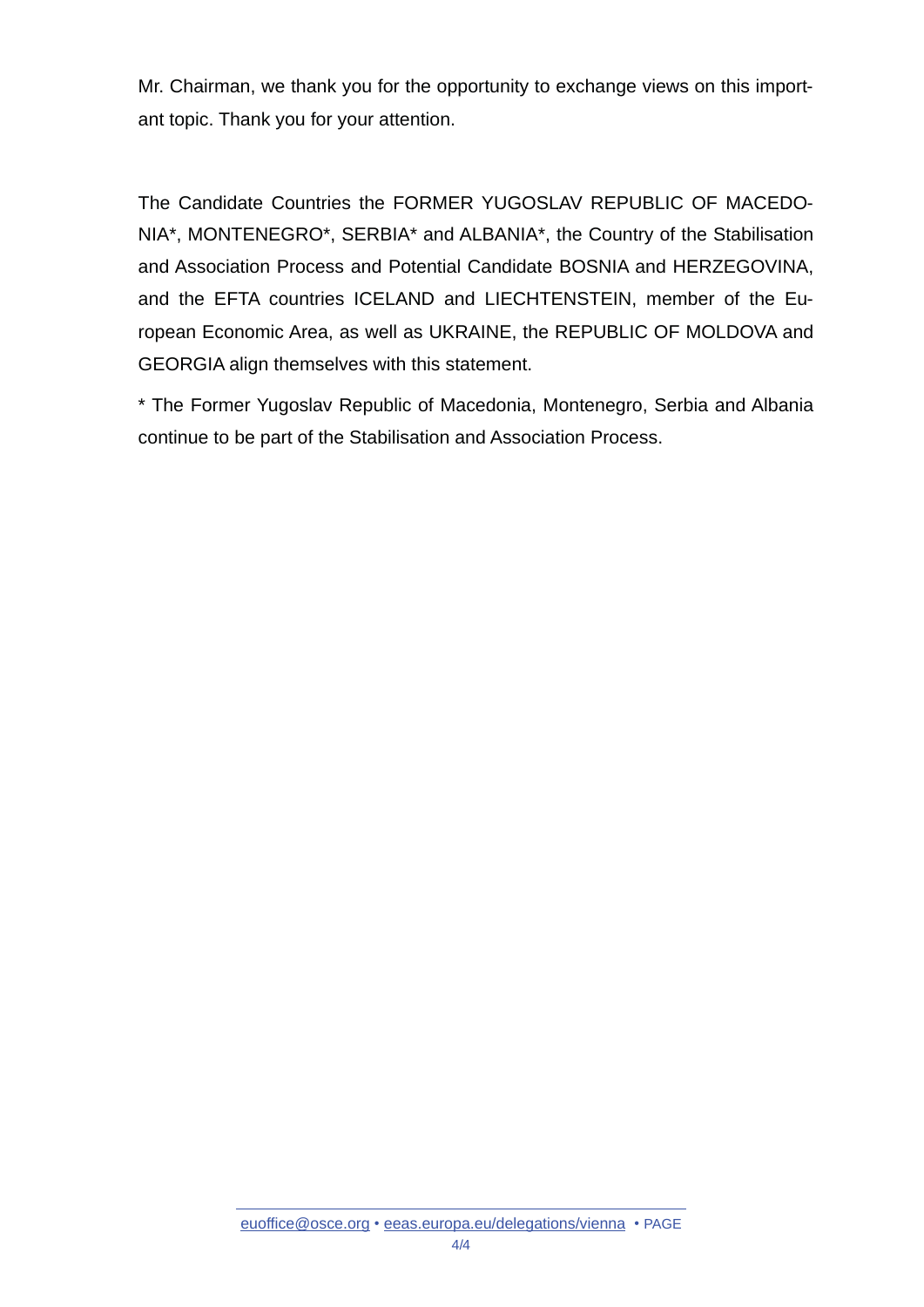Mr. Chairman, we thank you for the opportunity to exchange views on this important topic. Thank you for your attention.

The Candidate Countries the FORMER YUGOSLAV REPUBLIC OF MACEDONIA*, MONTENEGRO*, SERBIA* and ALBANIA*, the Country of the Stabilisation and Association Process and Potential Candidate BOSNIA and HERZEGOVINA, and the EFTA countries ICELAND and LIECHTENSTEIN, member of the European Economic Area, as well as UKRAINE, the REPUBLIC OF MOLDOVA and GEORGIA align themselves with this statement.

* The Former Yugoslav Republic of Macedonia, Montenegro, Serbia and Albania continue to be part of the Stabilisation and Association Process.